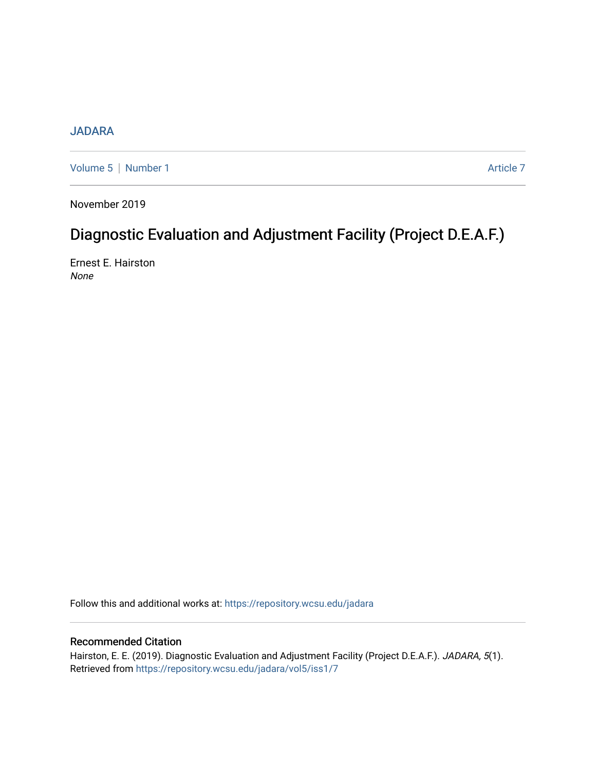JADARA

Volume 5 | Number 1 | Article 7

November 2019

# Diagnostic Evaluation and Adjustment Facility (Project D.E.A.F.)

Ernest E. Hairston

*None*

Follow this and additional works at: https://repository.wcsu.edu/jadara

## Recommended Citation

Hairston, E. E. (2019). Diagnostic Evaluation and Adjustment Facility (Project D.E.A.F.). *JADARA, 5*(1). Retrieved from https://repository.wcsu.edu/jadara/vol5/iss1/7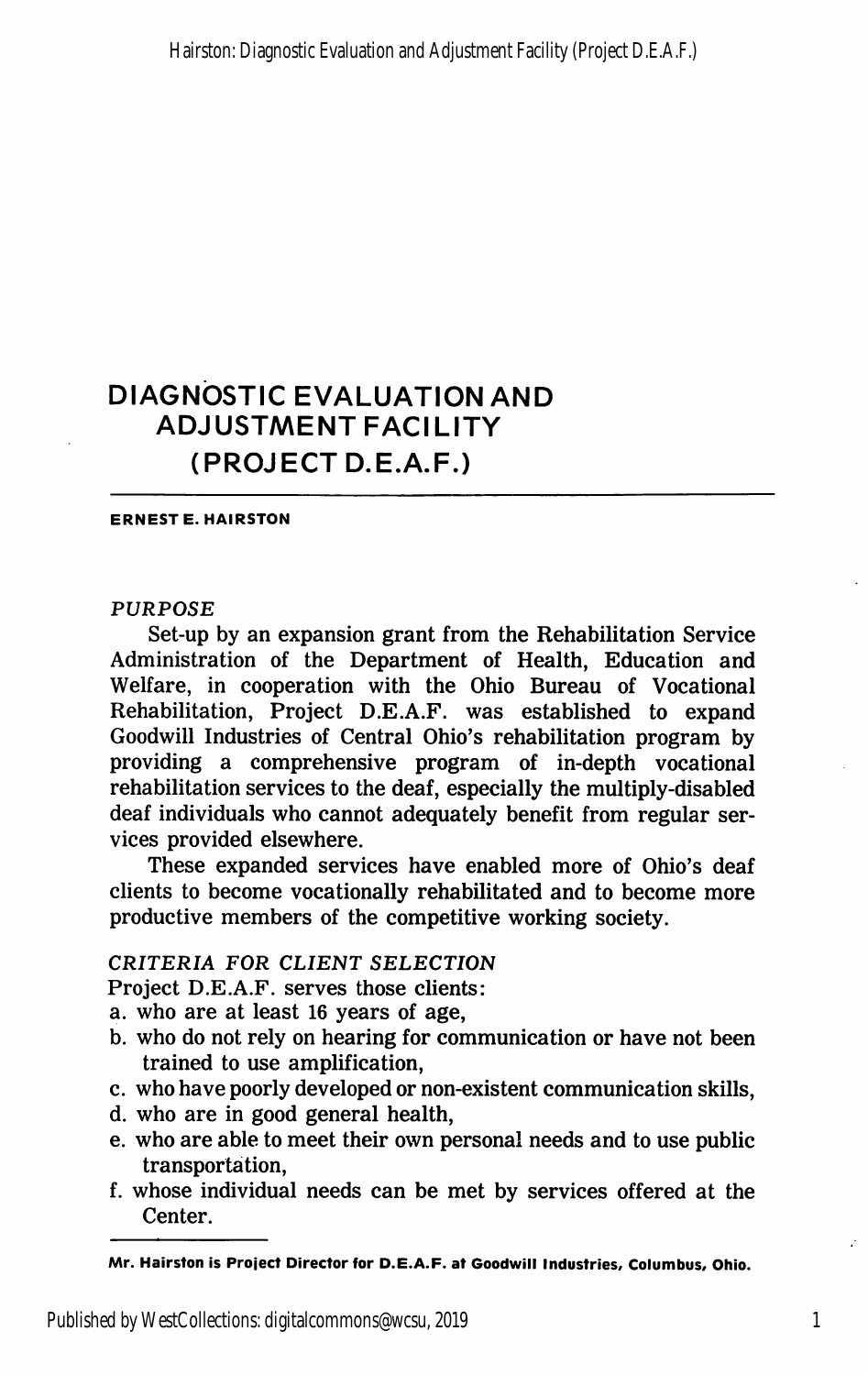# DIAGNOSTIC EVALUATION AND ADJUSTMENT FACILITY (PROJECT D.E.A.F.)

**ERNEST E. HAIRSTON**

*PURPOSE*

Set-up by an expansion grant from the Rehabilitation Service Administration of the Department of Health, Education and Welfare, in cooperation with the Ohio Bureau of Vocational Rehabilitation, Project D.E.A.F. was established to expand Goodwill Industries of Central Ohio's rehabilitation program by providing a comprehensive program of in-depth vocational rehabilitation services to the deaf, especially the multiply-disabled deaf individuals who cannot adequately benefit from regular services provided elsewhere.

These expanded services have enabled more of Ohio's deaf clients to become vocationally rehabilitated and to become more productive members of the competitive working society.

*CRITERIA FOR CLIENT SELECTION*

Project D.E.A.F. serves those clients:

a. who are at least 16 years of age,
b. who do not rely on hearing for communication or have not been trained to use amplification,
c. who have poorly developed or non-existent communication skills,
d. who are in good general health,
e. who are able to meet their own personal needs and to use public transportation,
f. whose individual needs can be met by services offered at the Center.

---

**Mr. Hairston is Project Director for D.E.A.F. at Goodwill Industries, Columbus, Ohio.**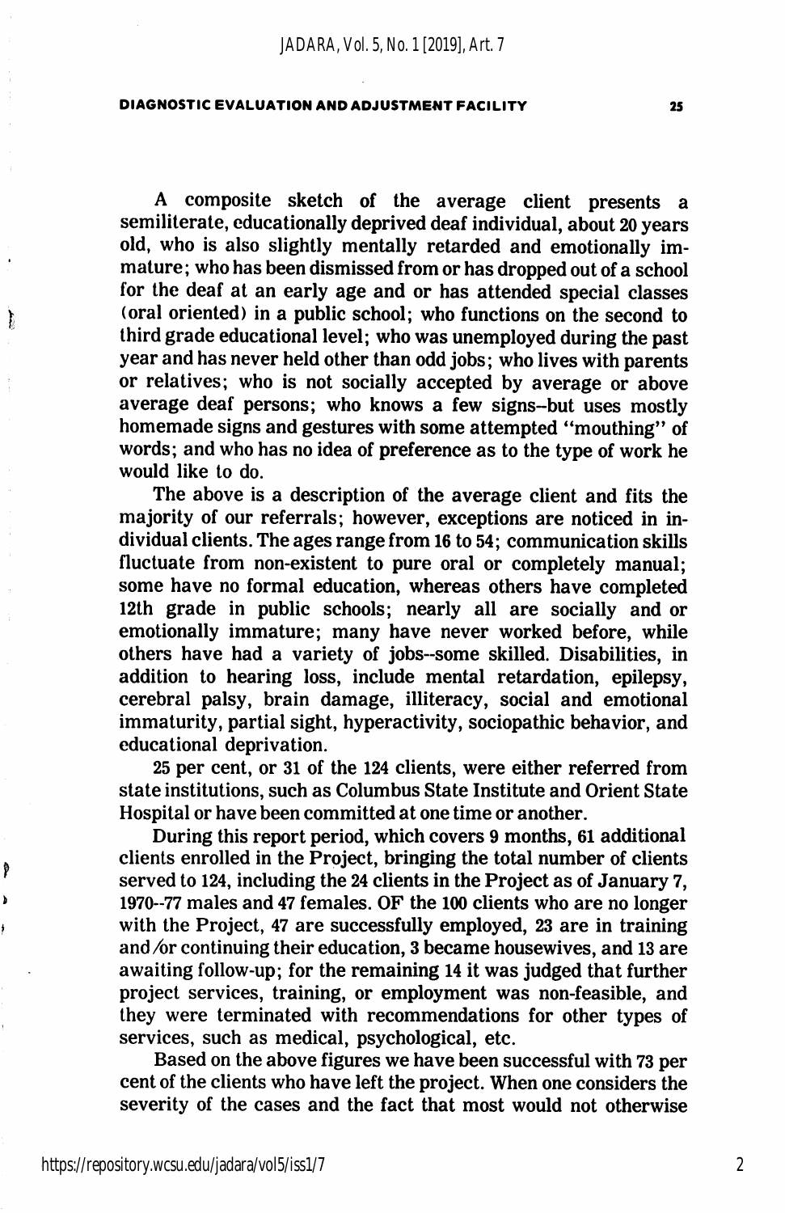A composite sketch of the average client presents a semiliterate, educationally deprived deaf individual, about 20 years old, who is also slightly mentally retarded and emotionally immature; who has been dismissed from or has dropped out of a school for the deaf at an early age and or has attended special classes (oral oriented) in a public school; who functions on the second to third grade educational level; who was unemployed during the past year and has never held other than odd jobs; who lives with parents or relatives; who is not socially accepted by average or above average deaf persons; who knows a few signs--but uses mostly homemade signs and gestures with some attempted "mouthing" of words; and who has no idea of preference as to the type of work he would like to do.

The above is a description of the average client and fits the majority of our referrals; however, exceptions are noticed in individual clients. The ages range from 16 to 54; communication skills fluctuate from non-existent to pure oral or completely manual; some have no formal education, whereas others have completed 12th grade in public schools; nearly all are socially and or emotionally immature; many have never worked before, while others have had a variety of jobs--some skilled. Disabilities, in addition to hearing loss, include mental retardation, epilepsy, cerebral palsy, brain damage, illiteracy, social and emotional immaturity, partial sight, hyperactivity, sociopathic behavior, and educational deprivation.

25 per cent, or 31 of the 124 clients, were either referred from state institutions, such as Columbus State Institute and Orient State Hospital or have been committed at one time or another.

During this report period, which covers 9 months, 61 additional clients enrolled in the Project, bringing the total number of clients served to 124, including the 24 clients in the Project as of January 7, 1970--77 males and 47 females. OF the 100 clients who are no longer with the Project, 47 are successfully employed, 23 are in training and/or continuing their education, 3 became housewives, and 13 are awaiting follow-up; for the remaining 14 it was judged that further project services, training, or employment was non-feasible, and they were terminated with recommendations for other types of services, such as medical, psychological, etc.

Based on the above figures we have been successful with 73 per cent of the clients who have left the project. When one considers the severity of the cases and the fact that most would not otherwise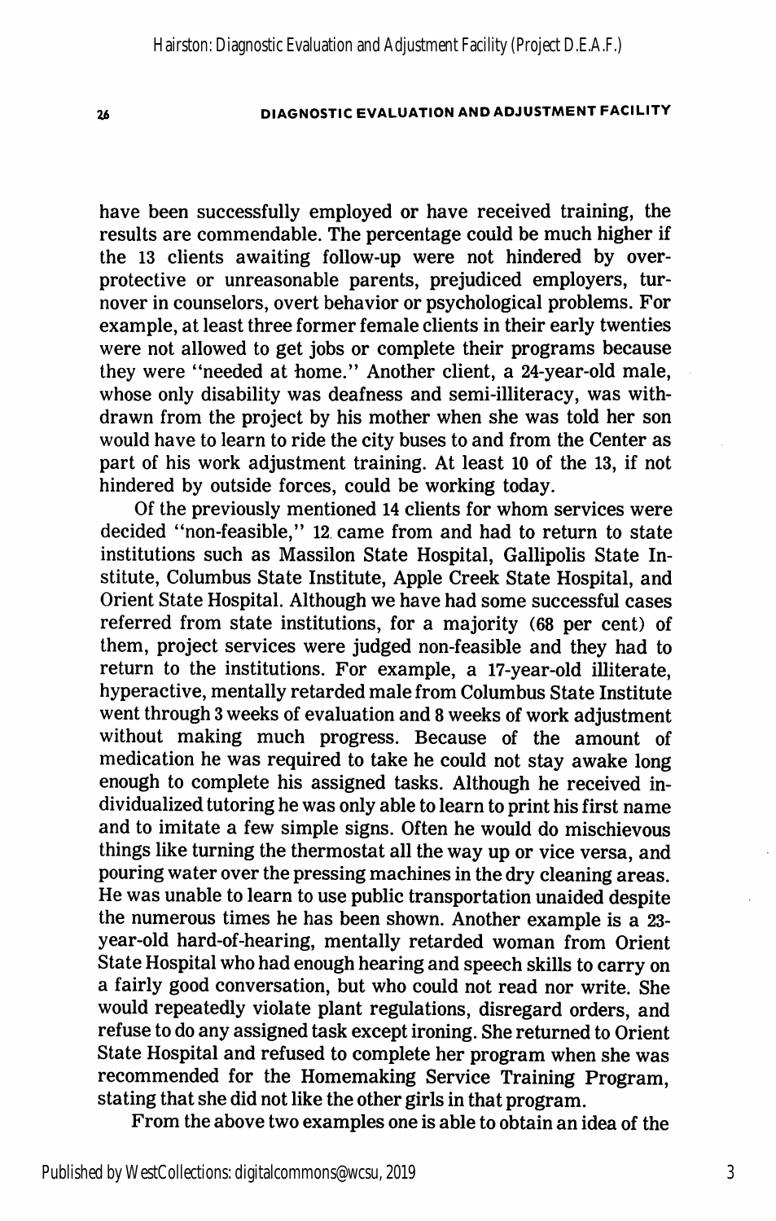have been successfully employed or have received training, the results are commendable. The percentage could be much higher if the 13 clients awaiting follow-up were not hindered by over-protective or unreasonable parents, prejudiced employers, turnover in counselors, overt behavior or psychological problems. For example, at least three former female clients in their early twenties were not allowed to get jobs or complete their programs because they were "needed at home." Another client, a 24-year-old male, whose only disability was deafness and semi-illiteracy, was withdrawn from the project by his mother when she was told her son would have to learn to ride the city buses to and from the Center as part of his work adjustment training. At least 10 of the 13, if not hindered by outside forces, could be working today.

Of the previously mentioned 14 clients for whom services were decided "non-feasible," 12 came from and had to return to state institutions such as Massilon State Hospital, Gallipolis State Institute, Columbus State Institute, Apple Creek State Hospital, and Orient State Hospital. Although we have had some successful cases referred from state institutions, for a majority (68 per cent) of them, project services were judged non-feasible and they had to return to the institutions. For example, a 17-year-old illiterate, hyperactive, mentally retarded male from Columbus State Institute went through 3 weeks of evaluation and 8 weeks of work adjustment without making much progress. Because of the amount of medication he was required to take he could not stay awake long enough to complete his assigned tasks. Although he received individualized tutoring he was only able to learn to print his first name and to imitate a few simple signs. Often he would do mischievous things like turning the thermostat all the way up or vice versa, and pouring water over the pressing machines in the dry cleaning areas. He was unable to learn to use public transportation unaided despite the numerous times he has been shown. Another example is a 23-year-old hard-of-hearing, mentally retarded woman from Orient State Hospital who had enough hearing and speech skills to carry on a fairly good conversation, but who could not read nor write. She would repeatedly violate plant regulations, disregard orders, and refuse to do any assigned task except ironing. She returned to Orient State Hospital and refused to complete her program when she was recommended for the Homemaking Service Training Program, stating that she did not like the other girls in that program.

From the above two examples one is able to obtain an idea of the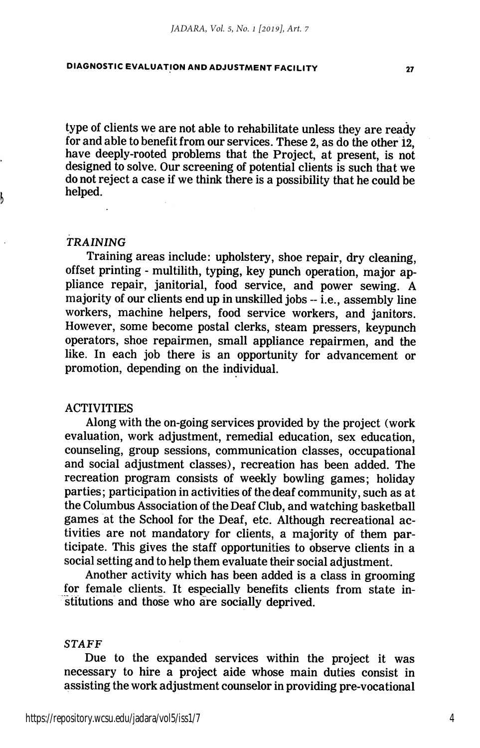type of clients we are not able to rehabilitate unless they are ready for and able to benefit from our services. These 2, as do the other 12, have deeply-rooted problems that the Project, at present, is not designed to solve. Our screening of potential clients is such that we do not reject a case if we think there is a possibility that he could be helped.

### *TRAINING*

Training areas include: upholstery, shoe repair, dry cleaning, offset printing - multilith, typing, key punch operation, major appliance repair, janitorial, food service, and power sewing. A majority of our clients end up in unskilled jobs -- i.e., assembly line workers, machine helpers, food service workers, and janitors. However, some become postal clerks, steam pressers, keypunch operators, shoe repairmen, small appliance repairmen, and the like. In each job there is an opportunity for advancement or promotion, depending on the individual.

### ACTIVITIES

Along with the on-going services provided by the project (work evaluation, work adjustment, remedial education, sex education, counseling, group sessions, communication classes, occupational and social adjustment classes), recreation has been added. The recreation program consists of weekly bowling games; holiday parties; participation in activities of the deaf community, such as at the Columbus Association of the Deaf Club, and watching basketball games at the School for the Deaf, etc. Although recreational activities are not mandatory for clients, a majority of them participate. This gives the staff opportunities to observe clients in a social setting and to help them evaluate their social adjustment.

Another activity which has been added is a class in grooming for female clients. It especially benefits clients from state institutions and those who are socially deprived.

### *STAFF*

Due to the expanded services within the project it was necessary to hire a project aide whose main duties consist in assisting the work adjustment counselor in providing pre-vocational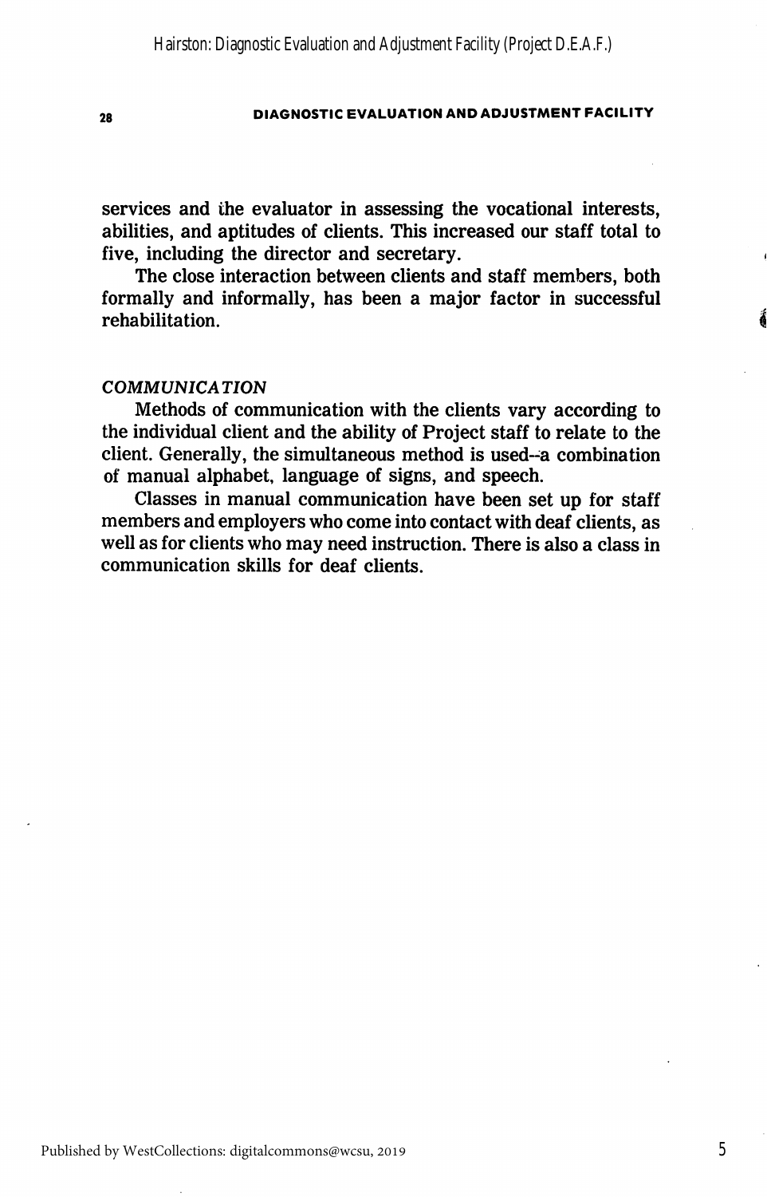services and the evaluator in assessing the vocational interests, abilities, and aptitudes of clients. This increased our staff total to five, including the director and secretary.

The close interaction between clients and staff members, both formally and informally, has been a major factor in successful rehabilitation.

*COMMUNICATION*

Methods of communication with the clients vary according to the individual client and the ability of Project staff to relate to the client. Generally, the simultaneous method is used--a combination of manual alphabet, language of signs, and speech.

Classes in manual communication have been set up for staff members and employers who come into contact with deaf clients, as well as for clients who may need instruction. There is also a class in communication skills for deaf clients.